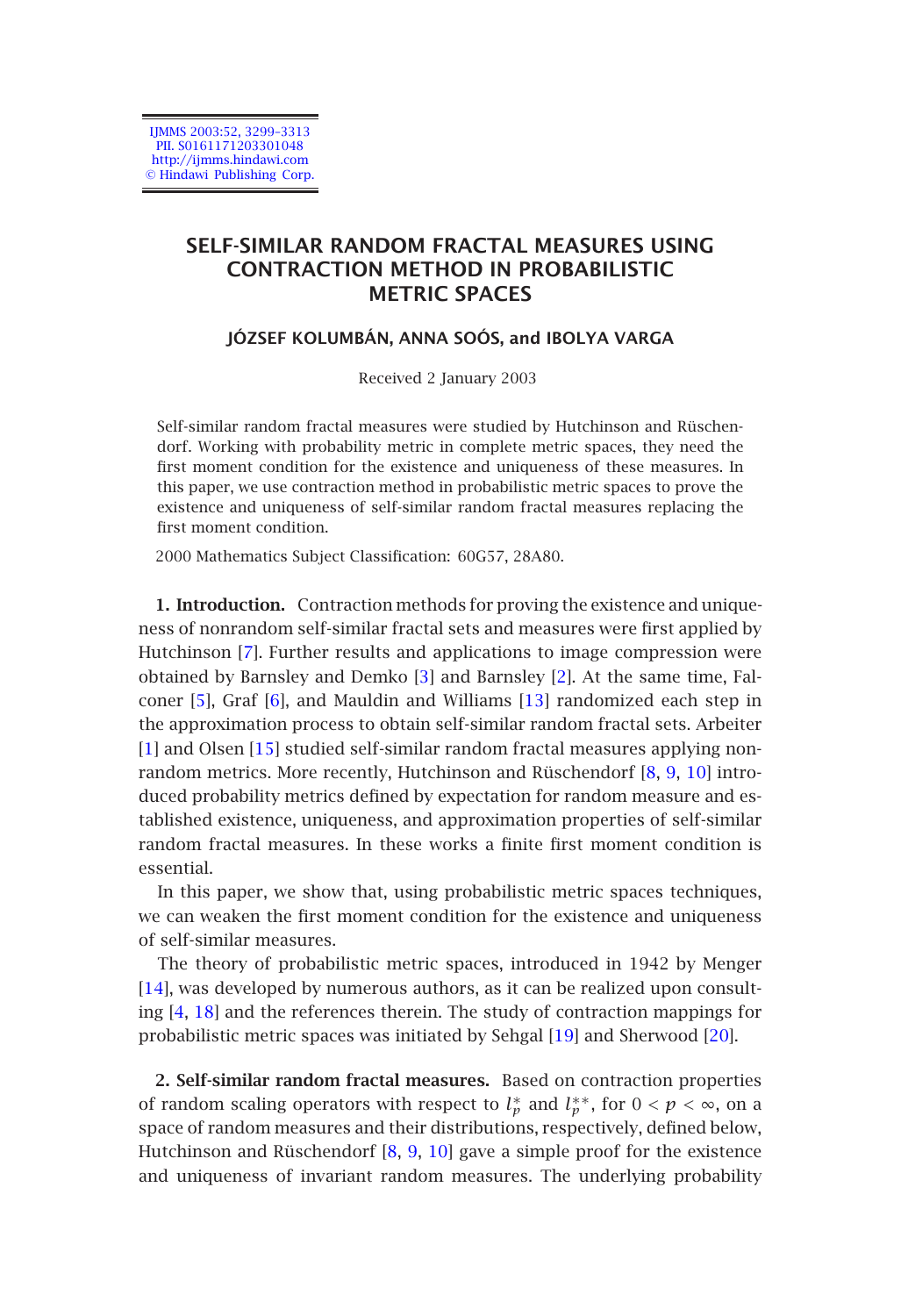# SELF-SIMILAR RANDOM FRACTAL MEASURES USING CONTRACTION METHOD IN PROBABILISTIC METRIC SPACES

**JÓZSEF KOLUMBÁN, ANNA SOÓS, and IBOLYA VARGA**

Received 2 January 2003

Self-similar random fractal measures were studied by Hutchinson and Rüschendorf. Working with probability metric in complete metric spaces, they need the first moment condition for the existence and uniqueness of these measures. In this paper, we use contraction method in probabilistic metric spaces to prove the existence and uniqueness of self-similar random fractal measures replacing the first moment condition.

2000 Mathematics Subject Classification: 60G57, 28A80.

## 1. Introduction.

Contraction methods for proving the existence and uniqueness of nonrandom self-similar fractal sets and measures were first applied by Hutchinson [7]. Further results and applications to image compression were obtained by Barnsley and Demko [3] and Barnsley [2]. At the same time, Falconer [5], Graf [6], and Mauldin and Williams [13] randomized each step in the approximation process to obtain self-similar random fractal sets. Arbeiter [1] and Olsen [15] studied self-similar random fractal measures applying nonrandom metrics. More recently, Hutchinson and Rüschendorf [8, 9, 10] introduced probability metrics defined by expectation for random measure and established existence, uniqueness, and approximation properties of self-similar random fractal measures. In these works a finite first moment condition is essential.

In this paper, we show that, using probabilistic metric spaces techniques, we can weaken the first moment condition for the existence and uniqueness of self-similar measures.

The theory of probabilistic metric spaces, introduced in 1942 by Menger [14], was developed by numerous authors, as it can be realized upon consulting [4, 18] and the references therein. The study of contraction mappings for probabilistic metric spaces was initiated by Sehgal [19] and Sherwood [20].

## 2. Self-similar random fractal measures.

Based on contraction properties of random scaling operators with respect to $l_p^*$ and $l_p^{**}$, for $0 < p < \infty$, on a space of random measures and their distributions, respectively, defined below, Hutchinson and Rüschendorf [8, 9, 10] gave a simple proof for the existence and uniqueness of invariant random measures. The underlying probability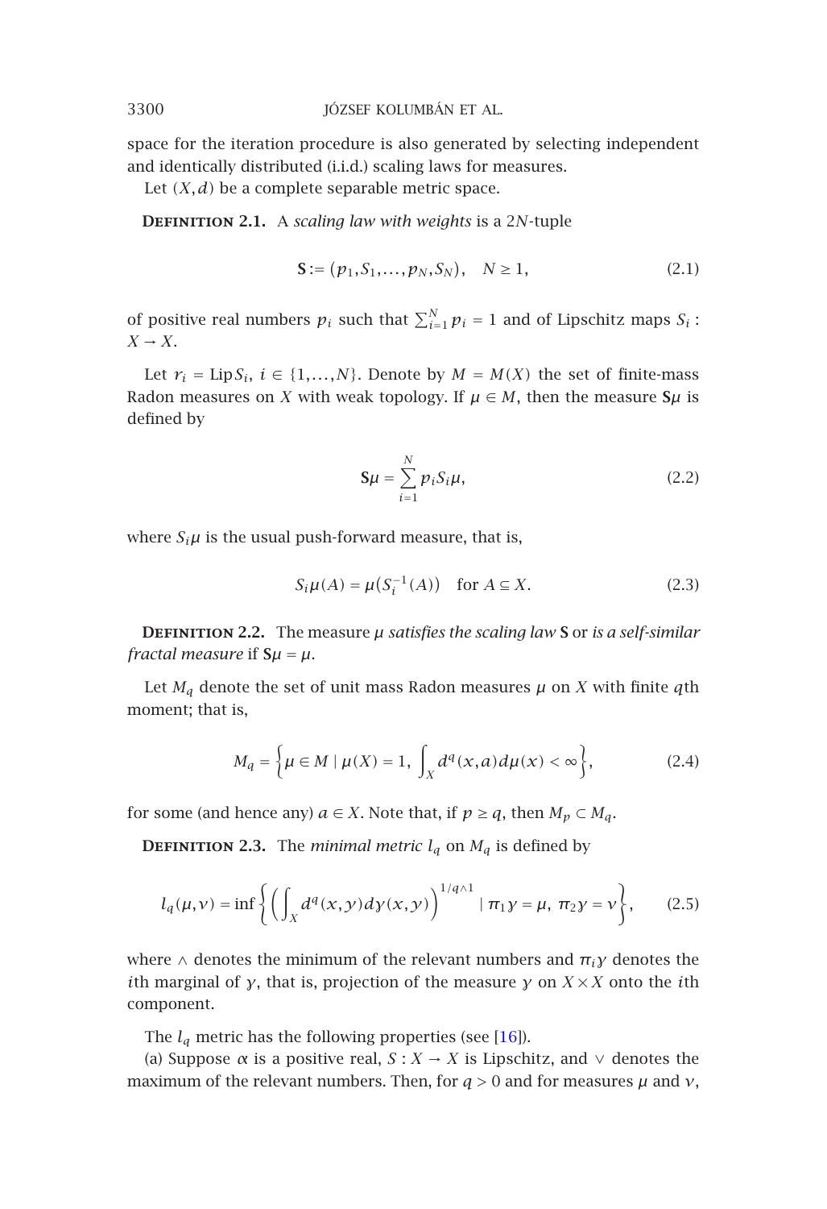space for the iteration procedure is also generated by selecting independent and identically distributed (i.i.d.) scaling laws for measures.

Let $(X,d)$ be a complete separable metric space.

**Definition 2.1.** A *scaling law with weights* is a $2N$-tuple

$$\mathbf{S} := (p_1, S_1, \dots, p_N, S_N), \quad N \geq 1, \tag{2.1}$$

of positive real numbers $p_i$ such that $\sum_{i=1}^{N} p_i = 1$ and of Lipschitz maps $S_i : X \to X$.

Let $r_i = \operatorname{Lip} S_i$, $i \in \{1, \dots, N\}$. Denote by $M = M(X)$ the set of finite-mass Radon measures on $X$ with weak topology. If $\mu \in M$, then the measure $\mathbf{S}\mu$ is defined by

$$\mathbf{S}\mu = \sum_{i=1}^{N} p_i S_i \mu, \tag{2.2}$$

where $S_i\mu$ is the usual push-forward measure, that is,

$$S_i\mu(A) = \mu\big(S_i^{-1}(A)\big) \quad \text{for } A \subseteq X. \tag{2.3}$$

**Definition 2.2.** The measure $\mu$ *satisfies the scaling law* $\mathbf{S}$ or *is a self-similar fractal measure* if $\mathbf{S}\mu = \mu$.

Let $M_q$ denote the set of unit mass Radon measures $\mu$ on $X$ with finite $q$th moment; that is,

$$M_q = \left\{ \mu \in M \mid \mu(X) = 1, \ \int_X d^q(x,a)\, d\mu(x) < \infty \right\}, \tag{2.4}$$

for some (and hence any) $a \in X$. Note that, if $p \geq q$, then $M_p \subset M_q$.

**Definition 2.3.** The *minimal metric* $l_q$ on $M_q$ is defined by

$$l_q(\mu, \nu) = \inf \left\{ \left( \int_X d^q(x,y)\, d\gamma(x,y) \right)^{1/q \wedge 1} \mid \pi_1 \gamma = \mu, \ \pi_2 \gamma = \nu \right\}, \tag{2.5}$$

where $\wedge$ denotes the minimum of the relevant numbers and $\pi_i \gamma$ denotes the $i$th marginal of $\gamma$, that is, projection of the measure $\gamma$ on $X \times X$ onto the $i$th component.

The $l_q$ metric has the following properties (see [16]).

(a) Suppose $\alpha$ is a positive real, $S : X \to X$ is Lipschitz, and $\vee$ denotes the maximum of the relevant numbers. Then, for $q > 0$ and for measures $\mu$ and $\nu$,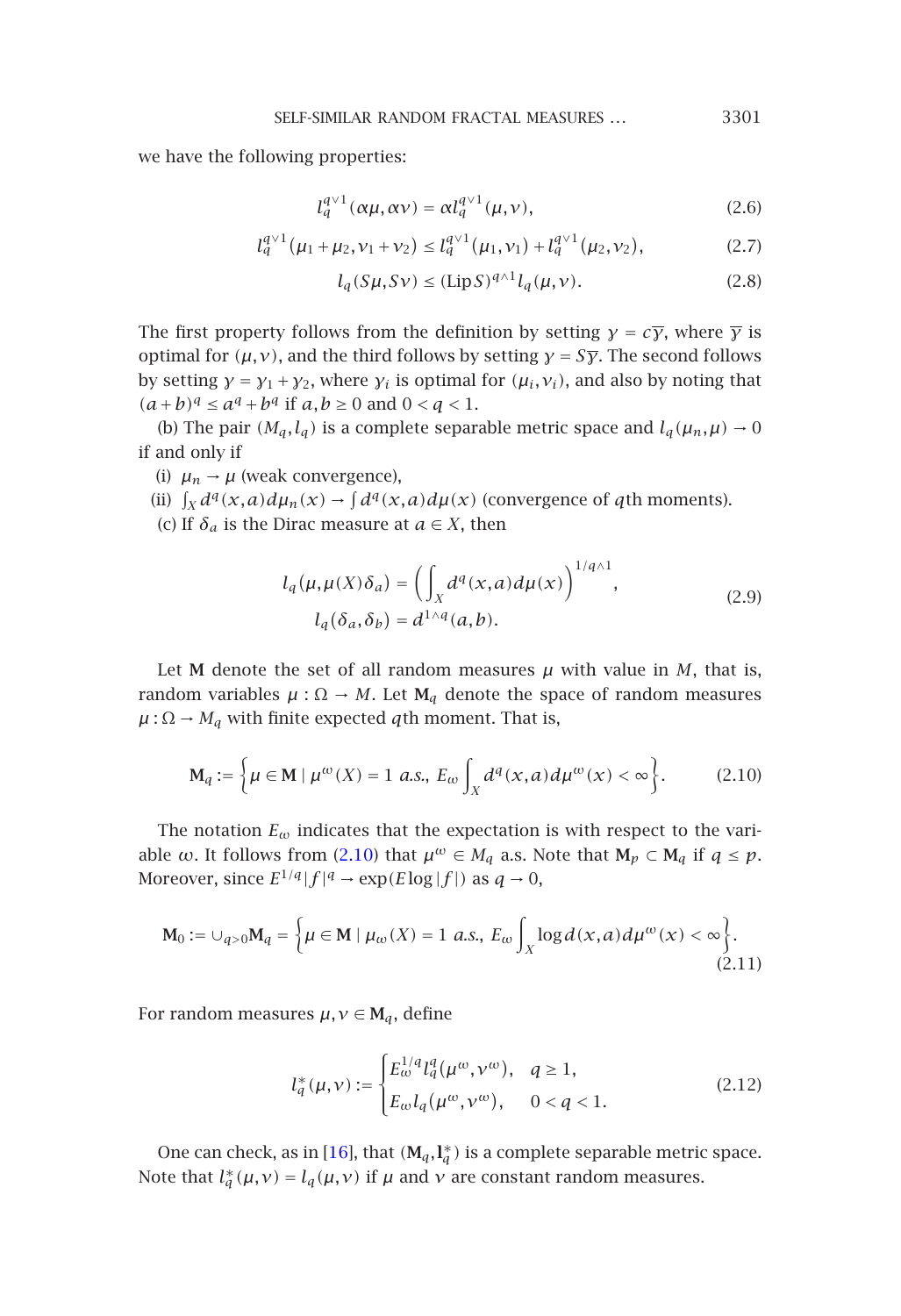we have the following properties:

$$l_q^{q\vee 1}(\alpha\mu,\alpha\nu) = \alpha l_q^{q\vee 1}(\mu,\nu), \tag{2.6}$$

$$l_q^{q\vee 1}(\mu_1+\mu_2,\nu_1+\nu_2) \le l_q^{q\vee 1}(\mu_1,\nu_1) + l_q^{q\vee 1}(\mu_2,\nu_2), \tag{2.7}$$

$$l_q(S\mu,S\nu) \le (\operatorname{Lip} S)^{q\wedge 1} l_q(\mu,\nu). \tag{2.8}$$

The first property follows from the definition by setting $\gamma = c\overline{\gamma}$, where $\overline{\gamma}$ is optimal for $(\mu,\nu)$, and the third follows by setting $\gamma = S\overline{\gamma}$. The second follows by setting $\gamma = \gamma_1+\gamma_2$, where $\gamma_i$ is optimal for $(\mu_i,\nu_i)$, and also by noting that $(a+b)^q \le a^q + b^q$ if $a,b \ge 0$ and $0<q<1$.

(b) The pair $(M_q, l_q)$ is a complete separable metric space and $l_q(\mu_n,\mu) \to 0$ if and only if

(i) $\mu_n \to \mu$ (weak convergence),

(ii) $\int_X d^q(x,a)d\mu_n(x) \to \int d^q(x,a)d\mu(x)$ (convergence of $q$th moments).

(c) If $\delta_a$ is the Dirac measure at $a \in X$, then

$$\begin{aligned} l_q(\mu,\mu(X)\delta_a) &= \left(\int_X d^q(x,a)d\mu(x)\right)^{1/q\wedge 1}, \\ l_q(\delta_a,\delta_b) &= d^{1\wedge q}(a,b). \end{aligned} \tag{2.9}$$

Let $\mathbf{M}$ denote the set of all random measures $\mu$ with value in $M$, that is, random variables $\mu : \Omega \to M$. Let $\mathbf{M}_q$ denote the space of random measures $\mu : \Omega \to M_q$ with finite expected $q$th moment. That is,

$$\mathbf{M}_q := \left\{\mu \in \mathbf{M} \mid \mu^\omega(X) = 1 \ a.s.,\ E_\omega \int_X d^q(x,a)d\mu^\omega(x) < \infty\right\}. \tag{2.10}$$

The notation $E_\omega$ indicates that the expectation is with respect to the variable $\omega$. It follows from (2.10) that $\mu^\omega \in M_q$ a.s. Note that $\mathbf{M}_p \subset \mathbf{M}_q$ if $q \le p$. Moreover, since $E^{1/q}|f|^q \to \exp(E\log|f|)$ as $q \to 0$,

$$\mathbf{M}_0 := \cup_{q>0}\mathbf{M}_q = \left\{\mu \in \mathbf{M} \mid \mu_\omega(X) = 1 \ a.s.,\ E_\omega \int_X \log d(x,a)d\mu^\omega(x) < \infty\right\}. \tag{2.11}$$

For random measures $\mu,\nu \in \mathbf{M}_q$, define

$$l_q^*(\mu,\nu) := \begin{cases} E_\omega^{1/q} l_q^q(\mu^\omega,\nu^\omega), & q \ge 1, \\ E_\omega l_q(\mu^\omega,\nu^\omega), & 0<q<1. \end{cases} \tag{2.12}$$

One can check, as in [16], that $(\mathbf{M}_q, \mathbf{l}_q^*)$ is a complete separable metric space. Note that $l_q^*(\mu,\nu) = l_q(\mu,\nu)$ if $\mu$ and $\nu$ are constant random measures.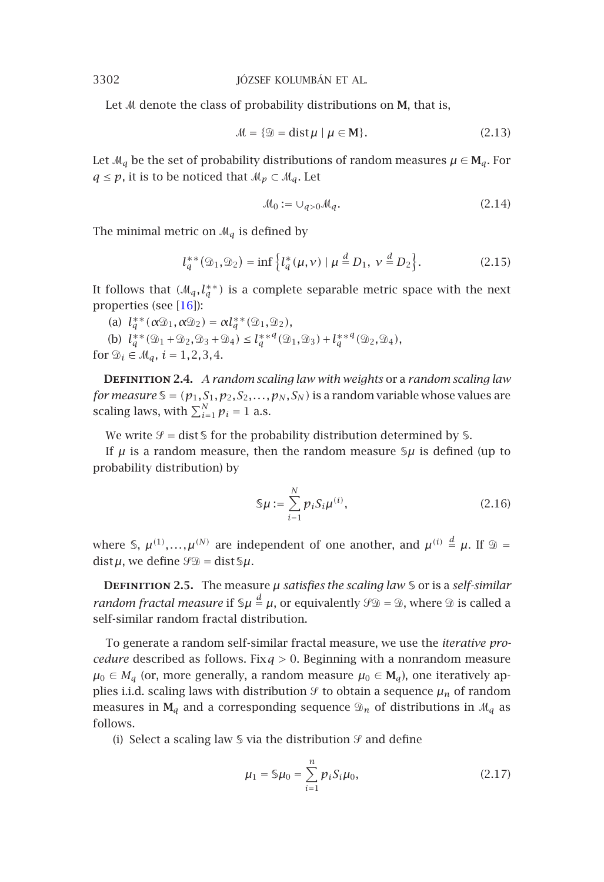Let $\mathcal{M}$ denote the class of probability distributions on $\mathbf{M}$, that is,

$$\mathcal{M} = \{\mathcal{D} = \operatorname{dist}\mu \mid \mu \in \mathbf{M}\}. \tag{2.13}$$

Let $\mathcal{M}_q$ be the set of probability distributions of random measures $\mu \in \mathbf{M}_q$. For $q \le p$, it is to be noticed that $\mathcal{M}_p \subset \mathcal{M}_q$. Let

$$\mathcal{M}_0 := \cup_{q>0} \mathcal{M}_q. \tag{2.14}$$

The minimal metric on $\mathcal{M}_q$ is defined by

$$l_q^{**}(\mathcal{D}_1, \mathcal{D}_2) = \inf \left\{ l_q^*(\mu, \nu) \mid \mu \overset{d}{=} D_1,\ \nu \overset{d}{=} D_2 \right\}. \tag{2.15}$$

It follows that $(\mathcal{M}_q, l_q^{**})$ is a complete separable metric space with the next properties (see [16]):

(a) $l_q^{**}(\alpha\mathcal{D}_1, \alpha\mathcal{D}_2) = \alpha l_q^{**}(\mathcal{D}_1, \mathcal{D}_2)$,

(b) $l_q^{**}(\mathcal{D}_1 + \mathcal{D}_2, \mathcal{D}_3 + \mathcal{D}_4) \le l_q^{**q}(\mathcal{D}_1, \mathcal{D}_3) + l_q^{**q}(\mathcal{D}_2, \mathcal{D}_4)$,

for $\mathcal{D}_i \in \mathcal{M}_q$, $i = 1, 2, 3, 4$.

**Definition 2.4.** *A random scaling law with weights* or a *random scaling law for measure* $\mathbb{S} = (p_1, S_1, p_2, S_2, \ldots, p_N, S_N)$ is a random variable whose values are scaling laws, with $\sum_{i=1}^N p_i = 1$ a.s.

We write $\mathcal{S} = \operatorname{dist}\mathbb{S}$ for the probability distribution determined by $\mathbb{S}$.

If $\mu$ is a random measure, then the random measure $\mathbb{S}\mu$ is defined (up to probability distribution) by

$$\mathbb{S}\mu := \sum_{i=1}^N p_i S_i \mu^{(i)}, \tag{2.16}$$

where $\mathbb{S}$, $\mu^{(1)}, \ldots, \mu^{(N)}$ are independent of one another, and $\mu^{(i)} \overset{d}{=} \mu$. If $\mathcal{D} = \operatorname{dist}\mu$, we define $\mathcal{S}\mathcal{D} = \operatorname{dist}\mathbb{S}\mu$.

**Definition 2.5.** The measure $\mu$ *satisfies the scaling law* $\mathbb{S}$ or is a *self-similar random fractal measure* if $\mathbb{S}\mu \overset{d}{=} \mu$, or equivalently $\mathcal{S}\mathcal{D} = \mathcal{D}$, where $\mathcal{D}$ is called a self-similar random fractal distribution.

To generate a random self-similar fractal measure, we use the *iterative procedure* described as follows. Fix $q > 0$. Beginning with a nonrandom measure $\mu_0 \in M_q$ (or, more generally, a random measure $\mu_0 \in \mathbf{M}_q$), one iteratively applies i.i.d. scaling laws with distribution $\mathcal{S}$ to obtain a sequence $\mu_n$ of random measures in $\mathbf{M}_q$ and a corresponding sequence $\mathcal{D}_n$ of distributions in $\mathcal{M}_q$ as follows.

(i) Select a scaling law $\mathbb{S}$ via the distribution $\mathcal{S}$ and define

$$\mu_1 = \mathbb{S}\mu_0 = \sum_{i=1}^n p_i S_i \mu_0, \tag{2.17}$$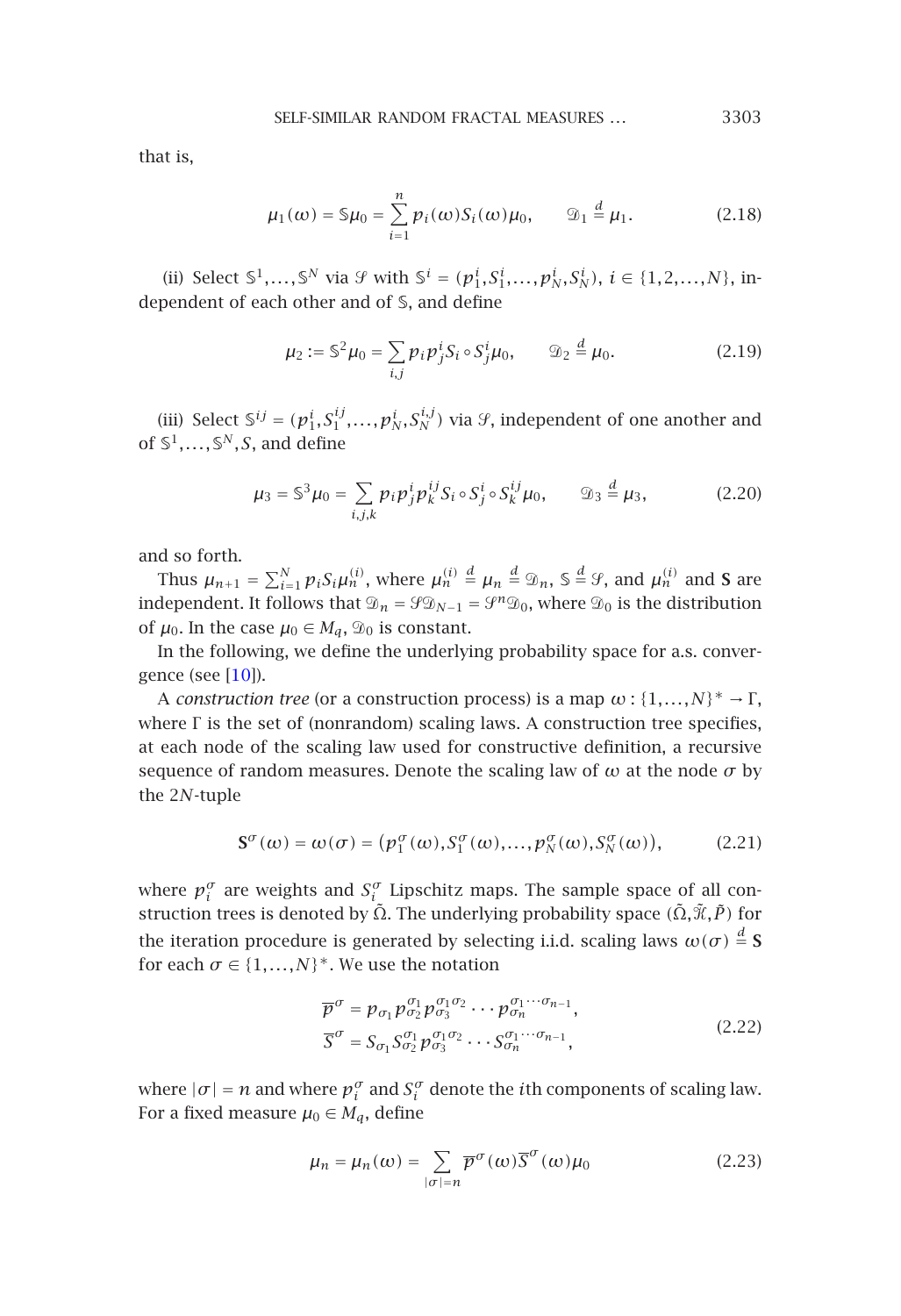that is,

$$\mu_1(\omega) = \mathbb{S}\mu_0 = \sum_{i=1}^{n} p_i(\omega) S_i(\omega)\mu_0, \qquad \mathfrak{D}_1 \overset{d}{=} \mu_1. \tag{2.18}$$

(ii) Select $\mathbb{S}^1, \ldots, \mathbb{S}^N$ via $\mathcal{S}$ with $\mathbb{S}^i = (p_1^i, S_1^i, \ldots, p_N^i, S_N^i)$, $i \in \{1, 2, \ldots, N\}$, independent of each other and of $\mathbb{S}$, and define

$$\mu_2 := \mathbb{S}^2\mu_0 = \sum_{i,j} p_i p_j^i S_i \circ S_j^i \mu_0, \qquad \mathfrak{D}_2 \overset{d}{=} \mu_0. \tag{2.19}$$

(iii) Select $\mathbb{S}^{ij} = (p_1^i, S_1^{ij}, \ldots, p_N^i, S_N^{i,j})$ via $\mathcal{S}$, independent of one another and of $\mathbb{S}^1, \ldots, \mathbb{S}^N, S$, and define

$$\mu_3 = \mathbb{S}^3\mu_0 = \sum_{i,j,k} p_i p_j^i p_k^{ij} S_i \circ S_j^i \circ S_k^{ij} \mu_0, \qquad \mathfrak{D}_3 \overset{d}{=} \mu_3, \tag{2.20}$$

and so forth.

Thus $\mu_{n+1} = \sum_{i=1}^{N} p_i S_i \mu_n^{(i)}$, where $\mu_n^{(i)} \overset{d}{=} \mu_n \overset{d}{=} \mathfrak{D}_n$, $\mathbb{S} \overset{d}{=} \mathcal{S}$, and $\mu_n^{(i)}$ and $\mathbf{S}$ are independent. It follows that $\mathfrak{D}_n = \mathcal{S}\mathfrak{D}_{N-1} = \mathcal{S}^n \mathfrak{D}_0$, where $\mathfrak{D}_0$ is the distribution of $\mu_0$. In the case $\mu_0 \in M_q$, $\mathfrak{D}_0$ is constant.

In the following, we define the underlying probability space for a.s. convergence (see [10]).

A *construction tree* (or a construction process) is a map $\omega : \{1, \ldots, N\}^* \to \Gamma$, where $\Gamma$ is the set of (nonrandom) scaling laws. A construction tree specifies, at each node of the scaling law used for constructive definition, a recursive sequence of random measures. Denote the scaling law of $\omega$ at the node $\sigma$ by the $2N$-tuple

$$\mathbf{S}^\sigma(\omega) = \omega(\sigma) = \left(p_1^\sigma(\omega), S_1^\sigma(\omega), \ldots, p_N^\sigma(\omega), S_N^\sigma(\omega)\right), \tag{2.21}$$

where $p_i^\sigma$ are weights and $S_i^\sigma$ Lipschitz maps. The sample space of all construction trees is denoted by $\tilde{\Omega}$. The underlying probability space $(\tilde{\Omega}, \tilde{\mathcal{K}}, \tilde{P})$ for the iteration procedure is generated by selecting i.i.d. scaling laws $\omega(\sigma) \overset{d}{=} \mathbf{S}$ for each $\sigma \in \{1, \ldots, N\}^*$. We use the notation

$$\begin{aligned} \overline{p}^\sigma &= p_{\sigma_1} p_{\sigma_2}^{\sigma_1} p_{\sigma_3}^{\sigma_1\sigma_2} \cdots p_{\sigma_n}^{\sigma_1\cdots\sigma_{n-1}}, \\ \overline{S}^\sigma &= S_{\sigma_1} S_{\sigma_2}^{\sigma_1} p_{\sigma_3}^{\sigma_1\sigma_2} \cdots S_{\sigma_n}^{\sigma_1\cdots\sigma_{n-1}}, \end{aligned} \tag{2.22}$$

where $|\sigma| = n$ and where $p_i^\sigma$ and $S_i^\sigma$ denote the $i$th components of scaling law. For a fixed measure $\mu_0 \in M_q$, define

$$\mu_n = \mu_n(\omega) = \sum_{|\sigma|=n} \overline{p}^\sigma(\omega) \overline{S}^\sigma(\omega) \mu_0 \tag{2.23}$$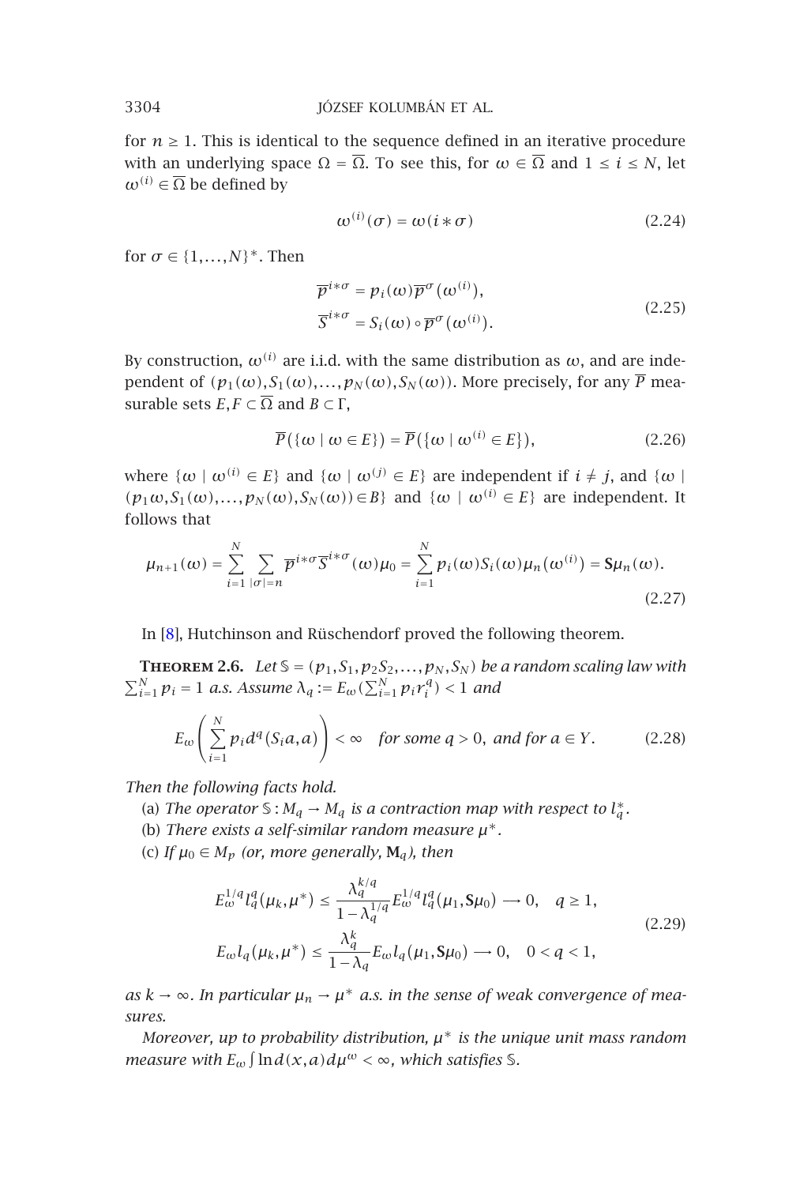for $n \geq 1$. This is identical to the sequence defined in an iterative procedure with an underlying space $\Omega = \overline{\Omega}$. To see this, for $\omega \in \overline{\Omega}$ and $1 \leq i \leq N$, let $\omega^{(i)} \in \overline{\Omega}$ be defined by

$$\omega^{(i)}(\sigma) = \omega(i * \sigma) \tag{2.24}$$

for $\sigma \in \{1,\dots,N\}^*$. Then

$$\begin{aligned}
\overline{p}^{i*\sigma} &= p_i(\omega)\overline{p}^{\sigma}(\omega^{(i)}), \\
\overline{S}^{i*\sigma} &= S_i(\omega) \circ \overline{p}^{\sigma}(\omega^{(i)}).
\end{aligned} \tag{2.25}$$

By construction, $\omega^{(i)}$ are i.i.d. with the same distribution as $\omega$, and are independent of $(p_1(\omega), S_1(\omega), \dots, p_N(\omega), S_N(\omega))$. More precisely, for any $\overline{P}$ measurable sets $E, F \subset \overline{\Omega}$ and $B \subset \Gamma$,

$$\overline{P}(\{\omega \mid \omega \in E\}) = \overline{P}(\{\omega \mid \omega^{(i)} \in E\}), \tag{2.26}$$

where $\{\omega \mid \omega^{(i)} \in E\}$ and $\{\omega \mid \omega^{(j)} \in E\}$ are independent if $i \neq j$, and $\{\omega \mid (p_1\omega, S_1(\omega), \dots, p_N(\omega), S_N(\omega)) \in B\}$ and $\{\omega \mid \omega^{(i)} \in E\}$ are independent. It follows that

$$\mu_{n+1}(\omega) = \sum_{i=1}^{N} \sum_{|\sigma|=n} \overline{p}^{i*\sigma}\overline{S}^{i*\sigma}(\omega)\mu_0 = \sum_{i=1}^{N} p_i(\omega)S_i(\omega)\mu_n(\omega^{(i)}) = \mathbf{S}\mu_n(\omega). \tag{2.27}$$

In [8], Hutchinson and Rüschendorf proved the following theorem.

**Theorem 2.6.** *Let* $\mathbb{S} = (p_1, S_1, p_2S_2, \dots, p_N, S_N)$ *be a random scaling law with* $\sum_{i=1}^{N} p_i = 1$ *a.s. Assume* $\lambda_q := E_\omega(\sum_{i=1}^{N} p_i r_i^q) < 1$ *and*

$$E_\omega\left(\sum_{i=1}^{N} p_i d^q(S_i a, a)\right) < \infty \quad \textit{for some } q > 0, \textit{ and for } a \in Y. \tag{2.28}$$

*Then the following facts hold.*

(a) *The operator* $\mathbb{S} : M_q \to M_q$ *is a contraction map with respect to* $l_q^*$*.*

(b) *There exists a self-similar random measure* $\mu^*$*.*

(c) *If* $\mu_0 \in M_p$ *(or, more generally,* $\mathbf{M}_q$*), then*

$$\begin{aligned}
E_\omega^{1/q} l_q^q(\mu_k, \mu^*) &\leq \frac{\lambda_q^{k/q}}{1 - \lambda_q^{1/q}} E_\omega^{1/q} l_q^q(\mu_1, \mathbf{S}\mu_0) \longrightarrow 0, \quad q \geq 1, \\
E_\omega l_q(\mu_k, \mu^*) &\leq \frac{\lambda_q^{k}}{1 - \lambda_q} E_\omega l_q(\mu_1, \mathbf{S}\mu_0) \longrightarrow 0, \quad 0 < q < 1,
\end{aligned} \tag{2.29}$$

*as* $k \to \infty$*. In particular* $\mu_n \to \mu^*$ *a.s. in the sense of weak convergence of measures.*

*Moreover, up to probability distribution,* $\mu^*$ *is the unique unit mass random measure with* $E_\omega \int \ln d(x,a)\, d\mu^\omega < \infty$*, which satisfies* $\mathbb{S}$*.*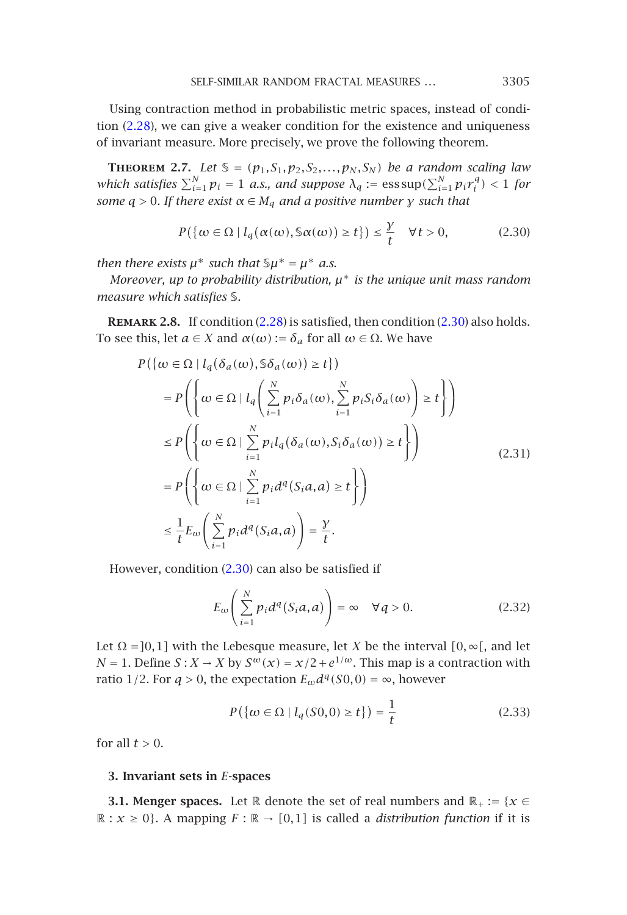Using contraction method in probabilistic metric spaces, instead of condition (2.28), we can give a weaker condition for the existence and uniqueness of invariant measure. More precisely, we prove the following theorem.

**Theorem 2.7.** *Let* $\mathbb{S} = (p_1, S_1, p_2, S_2, \dots, p_N, S_N)$ *be a random scaling law which satisfies* $\sum_{i=1}^{N} p_i = 1$ *a.s., and suppose* $\lambda_q := \operatorname{ess\,sup}(\sum_{i=1}^{N} p_i r_i^q) < 1$ *for some* $q > 0$. *If there exist* $\alpha \in M_q$ *and a positive number* $\gamma$ *such that*

$$P(\{\omega \in \Omega \mid l_q(\alpha(\omega), \mathbb{S}\alpha(\omega)) \geq t\}) \leq \frac{\gamma}{t} \quad \forall t > 0, \tag{2.30}$$

*then there exists* $\mu^*$ *such that* $\mathbb{S}\mu^* = \mu^*$ *a.s.*

*Moreover, up to probability distribution,* $\mu^*$ *is the unique unit mass random measure which satisfies* $\mathbb{S}$.

**Remark 2.8.** If condition (2.28) is satisfied, then condition (2.30) also holds. To see this, let $a \in X$ and $\alpha(\omega) := \delta_a$ for all $\omega \in \Omega$. We have

$$\begin{aligned}
P(\{\omega \in \Omega \mid &l_q(\delta_a(\omega), \mathbb{S}\delta_a(\omega)) \geq t\}) \\
&= P\left(\left\{\omega \in \Omega \mid l_q\left(\sum_{i=1}^{N} p_i \delta_a(\omega), \sum_{i=1}^{N} p_i S_i \delta_a(\omega)\right) \geq t\right\}\right) \\
&\leq P\left(\left\{\omega \in \Omega \mid \sum_{i=1}^{N} p_i l_q(\delta_a(\omega), S_i \delta_a(\omega)) \geq t\right\}\right) \\
&= P\left(\left\{\omega \in \Omega \mid \sum_{i=1}^{N} p_i d^q(S_i a, a) \geq t\right\}\right) \\
&\leq \frac{1}{t} E_\omega\left(\sum_{i=1}^{N} p_i d^q(S_i a, a)\right) = \frac{\gamma}{t}.
\end{aligned} \tag{2.31}$$

However, condition (2.30) can also be satisfied if

$$E_\omega\left(\sum_{i=1}^{N} p_i d^q(S_i a, a)\right) = \infty \quad \forall q > 0. \tag{2.32}$$

Let $\Omega = ]0,1]$ with the Lebesque measure, let $X$ be the interval $[0, \infty[$, and let $N = 1$. Define $S : X \to X$ by $S^\omega(x) = x/2 + e^{1/\omega}$. This map is a contraction with ratio $1/2$. For $q > 0$, the expectation $E_\omega d^q(S0, 0) = \infty$, however

$$P(\{\omega \in \Omega \mid l_q(S0, 0) \geq t\}) = \frac{1}{t} \tag{2.33}$$

for all $t > 0$.

## 3. Invariant sets in $E$-spaces

**3.1. Menger spaces.** Let $\mathbb{R}$ denote the set of real numbers and $\mathbb{R}_+ := \{x \in \mathbb{R} : x \geq 0\}$. A mapping $F : \mathbb{R} \to [0,1]$ is called a *distribution function* if it is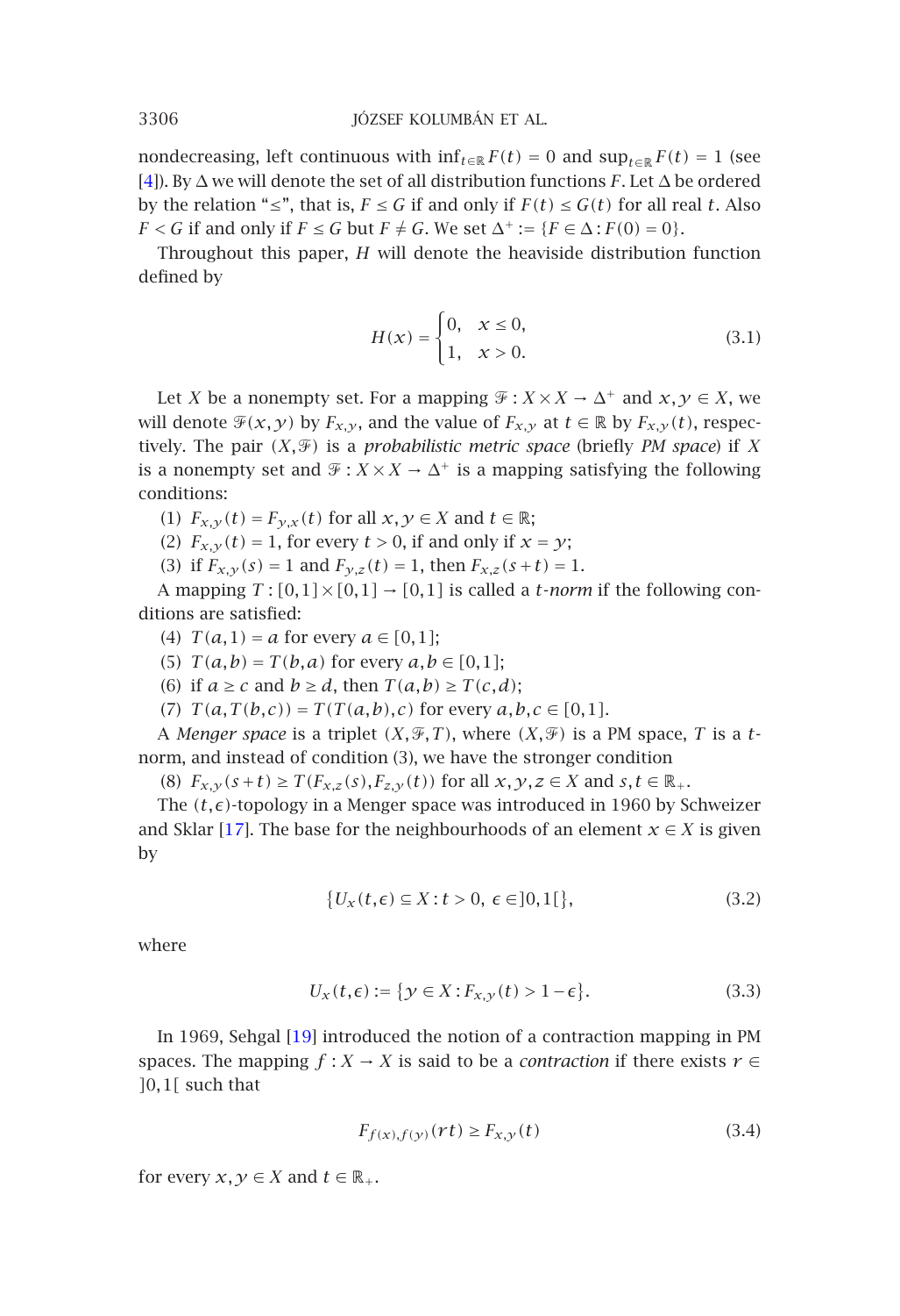nondecreasing, left continuous with $\inf_{t\in\mathbb{R}} F(t) = 0$ and $\sup_{t\in\mathbb{R}} F(t) = 1$ (see [4]). By $\Delta$ we will denote the set of all distribution functions $F$. Let $\Delta$ be ordered by the relation "$\leq$", that is, $F \leq G$ if and only if $F(t) \leq G(t)$ for all real $t$. Also $F < G$ if and only if $F \leq G$ but $F \neq G$. We set $\Delta^+ := \{F \in \Delta : F(0) = 0\}$.

Throughout this paper, $H$ will denote the heaviside distribution function defined by

$$H(x) = \begin{cases} 0, & x \leq 0, \\ 1, & x > 0. \end{cases} \tag{3.1}$$

Let $X$ be a nonempty set. For a mapping $\mathcal{F} : X \times X \to \Delta^+$ and $x, y \in X$, we will denote $\mathcal{F}(x,y)$ by $F_{x,y}$, and the value of $F_{x,y}$ at $t \in \mathbb{R}$ by $F_{x,y}(t)$, respectively. The pair $(X, \mathcal{F})$ is a *probabilistic metric space* (briefly *PM space*) if $X$ is a nonempty set and $\mathcal{F} : X \times X \to \Delta^+$ is a mapping satisfying the following conditions:

(1) $F_{x,y}(t) = F_{y,x}(t)$ for all $x, y \in X$ and $t \in \mathbb{R}$;

(2) $F_{x,y}(t) = 1$, for every $t > 0$, if and only if $x = y$;

(3) if $F_{x,y}(s) = 1$ and $F_{y,z}(t) = 1$, then $F_{x,z}(s+t) = 1$.

A mapping $T : [0,1] \times [0,1] \to [0,1]$ is called a *t-norm* if the following conditions are satisfied:

(4) $T(a,1) = a$ for every $a \in [0,1]$;

(5) $T(a,b) = T(b,a)$ for every $a, b \in [0,1]$;

(6) if $a \geq c$ and $b \geq d$, then $T(a,b) \geq T(c,d)$;

(7) $T(a, T(b,c)) = T(T(a,b),c)$ for every $a, b, c \in [0,1]$.

A *Menger space* is a triplet $(X, \mathcal{F}, T)$, where $(X, \mathcal{F})$ is a PM space, $T$ is a $t$-norm, and instead of condition (3), we have the stronger condition

(8) $F_{x,y}(s+t) \geq T(F_{x,z}(s), F_{z,y}(t))$ for all $x, y, z \in X$ and $s, t \in \mathbb{R}_+$.

The $(t, \epsilon)$-topology in a Menger space was introduced in 1960 by Schweizer and Sklar [17]. The base for the neighbourhoods of an element $x \in X$ is given by

$$\{U_x(t,\epsilon) \subseteq X : t > 0,\ \epsilon \in ]0,1[\}, \tag{3.2}$$

where

$$U_x(t,\epsilon) := \{y \in X : F_{x,y}(t) > 1 - \epsilon\}. \tag{3.3}$$

In 1969, Sehgal [19] introduced the notion of a contraction mapping in PM spaces. The mapping $f : X \to X$ is said to be a *contraction* if there exists $r \in ]0,1[$ such that

$$F_{f(x),f(y)}(rt) \geq F_{x,y}(t) \tag{3.4}$$

for every $x, y \in X$ and $t \in \mathbb{R}_+$.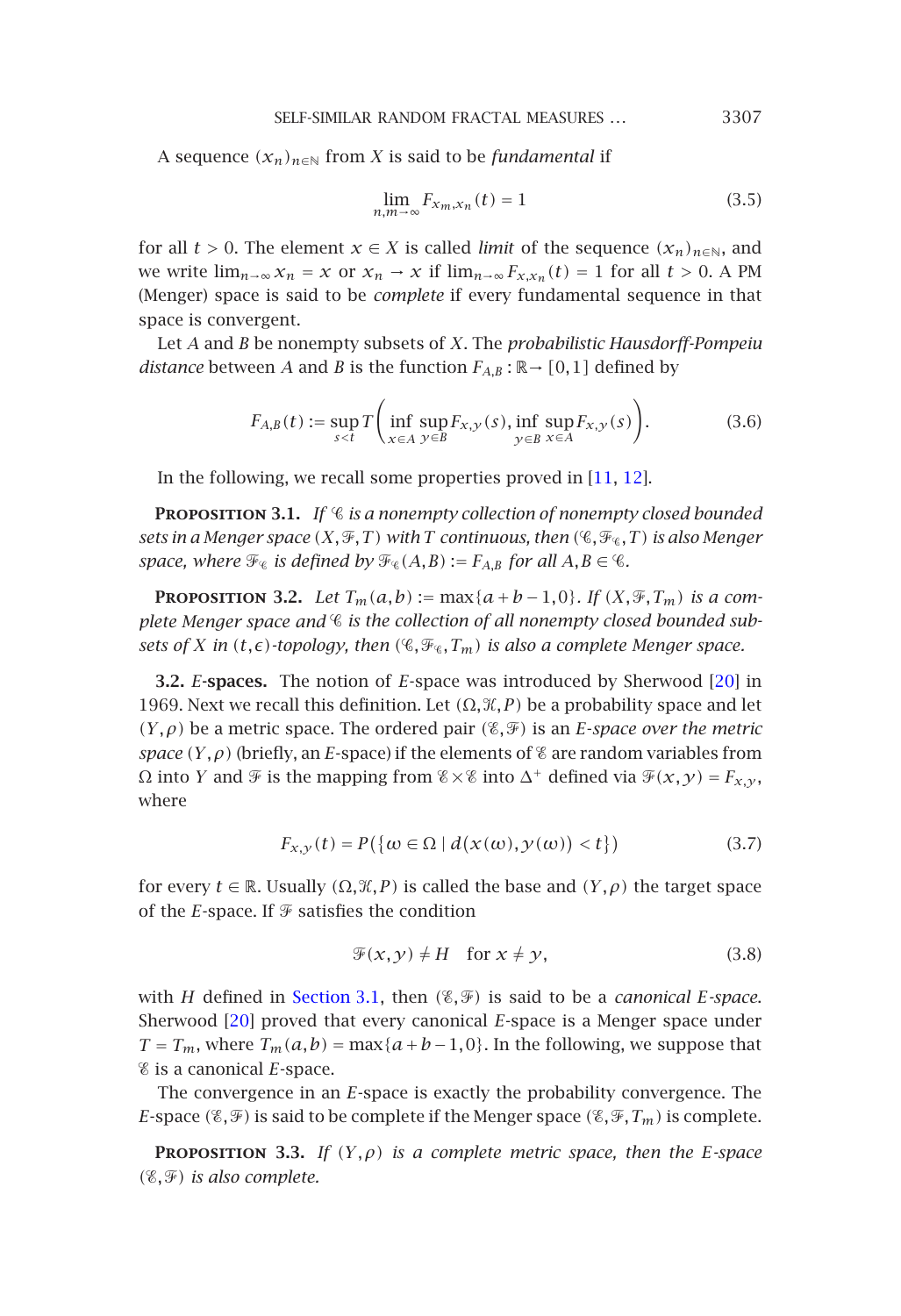A sequence $(x_n)_{n\in\mathbb{N}}$ from $X$ is said to be *fundamental* if

$$\lim_{n,m\to\infty} F_{x_m,x_n}(t) = 1 \tag{3.5}$$

for all $t > 0$. The element $x \in X$ is called *limit* of the sequence $(x_n)_{n\in\mathbb{N}}$, and we write $\lim_{n\to\infty} x_n = x$ or $x_n \to x$ if $\lim_{n\to\infty} F_{x,x_n}(t) = 1$ for all $t > 0$. A PM (Menger) space is said to be *complete* if every fundamental sequence in that space is convergent.

Let $A$ and $B$ be nonempty subsets of $X$. The *probabilistic Hausdorff-Pompeiu distance* between $A$ and $B$ is the function $F_{A,B} : \mathbb{R} \to [0,1]$ defined by

$$F_{A,B}(t) := \sup_{s<t} T\left(\inf_{x\in A}\sup_{y\in B} F_{x,y}(s), \inf_{y\in B}\sup_{x\in A} F_{x,y}(s)\right). \tag{3.6}$$

In the following, we recall some properties proved in [11, 12].

**Proposition 3.1.** *If $\mathscr{C}$ is a nonempty collection of nonempty closed bounded sets in a Menger space $(X,\mathscr{F},T)$ with $T$ continuous, then $(\mathscr{C},\mathscr{F}_{\mathscr{C}},T)$ is also Menger space, where $\mathscr{F}_{\mathscr{C}}$ is defined by $\mathscr{F}_{\mathscr{C}}(A,B) := F_{A,B}$ for all $A,B \in \mathscr{C}$.*

**Proposition 3.2.** *Let $T_m(a,b) := \max\{a+b-1,0\}$. If $(X,\mathscr{F},T_m)$ is a complete Menger space and $\mathscr{C}$ is the collection of all nonempty closed bounded subsets of $X$ in $(t,\epsilon)$-topology, then $(\mathscr{C},\mathscr{F}_{\mathscr{C}},T_m)$ is also a complete Menger space.*

**3.2. $E$-spaces.** The notion of $E$-space was introduced by Sherwood [20] in 1969. Next we recall this definition. Let $(\Omega,\mathscr{K},P)$ be a probability space and let $(Y,\rho)$ be a metric space. The ordered pair $(\mathscr{E},\mathscr{F})$ is an *$E$-space over the metric space* $(Y,\rho)$ (briefly, an $E$-space) if the elements of $\mathscr{E}$ are random variables from $\Omega$ into $Y$ and $\mathscr{F}$ is the mapping from $\mathscr{E}\times\mathscr{E}$ into $\Delta^+$ defined via $\mathscr{F}(x,y) = F_{x,y}$, where

$$F_{x,y}(t) = P(\{\omega\in\Omega \mid d(x(\omega),y(\omega)) < t\}) \tag{3.7}$$

for every $t \in \mathbb{R}$. Usually $(\Omega,\mathscr{K},P)$ is called the base and $(Y,\rho)$ the target space of the $E$-space. If $\mathscr{F}$ satisfies the condition

$$\mathscr{F}(x,y) \neq H \quad \text{for } x \neq y, \tag{3.8}$$

with $H$ defined in Section 3.1, then $(\mathscr{E},\mathscr{F})$ is said to be a *canonical $E$-space*. Sherwood [20] proved that every canonical $E$-space is a Menger space under $T = T_m$, where $T_m(a,b) = \max\{a+b-1,0\}$. In the following, we suppose that $\mathscr{E}$ is a canonical $E$-space.

The convergence in an $E$-space is exactly the probability convergence. The $E$-space $(\mathscr{E},\mathscr{F})$ is said to be complete if the Menger space $(\mathscr{E},\mathscr{F},T_m)$ is complete.

**Proposition 3.3.** *If $(Y,\rho)$ is a complete metric space, then the $E$-space $(\mathscr{E},\mathscr{F})$ is also complete.*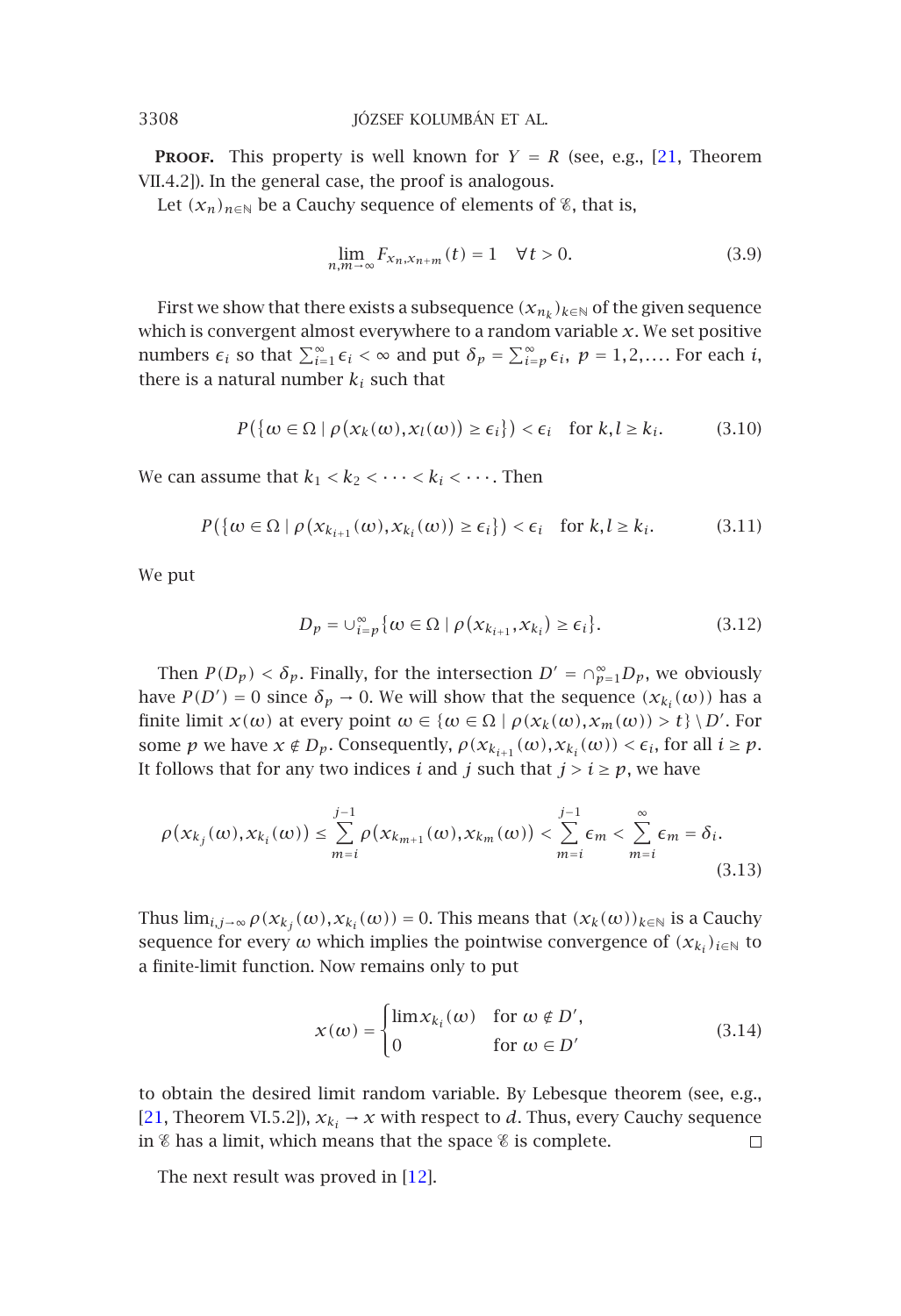**Proof.** This property is well known for $Y = R$ (see, e.g., [21, Theorem VII.4.2]). In the general case, the proof is analogous.

Let $(x_n)_{n\in\mathbb{N}}$ be a Cauchy sequence of elements of $\mathscr{E}$, that is,

$$\lim_{n,m\to\infty} F_{x_n,x_{n+m}}(t) = 1 \quad \forall t > 0. \tag{3.9}$$

First we show that there exists a subsequence $(x_{n_k})_{k\in\mathbb{N}}$ of the given sequence which is convergent almost everywhere to a random variable $x$. We set positive numbers $\epsilon_i$ so that $\sum_{i=1}^{\infty}\epsilon_i < \infty$ and put $\delta_p = \sum_{i=p}^{\infty}\epsilon_i$, $p = 1,2,\ldots$. For each $i$, there is a natural number $k_i$ such that

$$P(\{\omega \in \Omega \mid \rho(x_k(\omega), x_l(\omega)) \geq \epsilon_i\}) < \epsilon_i \quad \text{for } k,l \geq k_i. \tag{3.10}$$

We can assume that $k_1 < k_2 < \cdots < k_i < \cdots$. Then

$$P(\{\omega \in \Omega \mid \rho(x_{k_{i+1}}(\omega), x_{k_i}(\omega)) \geq \epsilon_i\}) < \epsilon_i \quad \text{for } k,l \geq k_i. \tag{3.11}$$

We put

$$D_p = \cup_{i=p}^{\infty}\{\omega \in \Omega \mid \rho(x_{k_{i+1}}, x_{k_i}) \geq \epsilon_i\}. \tag{3.12}$$

Then $P(D_p) < \delta_p$. Finally, for the intersection $D' = \cap_{p=1}^{\infty} D_p$, we obviously have $P(D') = 0$ since $\delta_p \to 0$. We will show that the sequence $(x_{k_i}(\omega))$ has a finite limit $x(\omega)$ at every point $\omega \in \{\omega \in \Omega \mid \rho(x_k(\omega), x_m(\omega)) > t\} \setminus D'$. For some $p$ we have $x \notin D_p$. Consequently, $\rho(x_{k_{i+1}}(\omega), x_{k_i}(\omega)) < \epsilon_i$, for all $i \geq p$. It follows that for any two indices $i$ and $j$ such that $j > i \geq p$, we have

$$\rho(x_{k_j}(\omega), x_{k_i}(\omega)) \leq \sum_{m=i}^{j-1} \rho(x_{k_{m+1}}(\omega), x_{k_m}(\omega)) < \sum_{m=i}^{j-1}\epsilon_m < \sum_{m=i}^{\infty}\epsilon_m = \delta_i. \tag{3.13}$$

Thus $\lim_{i,j\to\infty}\rho(x_{k_j}(\omega), x_{k_i}(\omega)) = 0$. This means that $(x_k(\omega))_{k\in\mathbb{N}}$ is a Cauchy sequence for every $\omega$ which implies the pointwise convergence of $(x_{k_i})_{i\in\mathbb{N}}$ to a finite-limit function. Now remains only to put

$$x(\omega) = \begin{cases} \lim x_{k_i}(\omega) & \text{for } \omega \notin D', \\ 0 & \text{for } \omega \in D' \end{cases} \tag{3.14}$$

to obtain the desired limit random variable. By Lebesque theorem (see, e.g., [21, Theorem VI.5.2]), $x_{k_i} \to x$ with respect to $d$. Thus, every Cauchy sequence in $\mathscr{E}$ has a limit, which means that the space $\mathscr{E}$ is complete. □

The next result was proved in [12].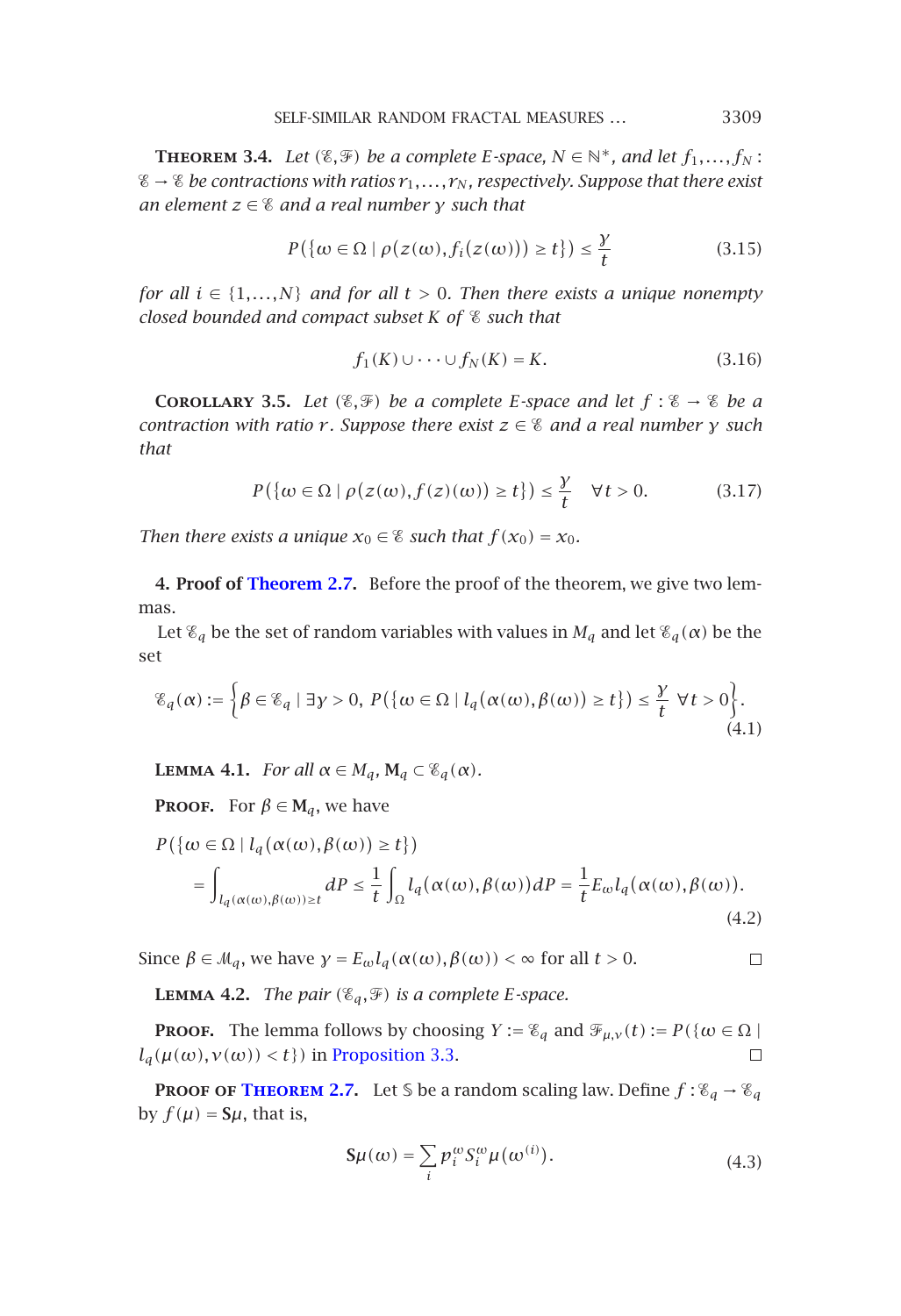**Theorem 3.4.** *Let $(\mathscr{E},\mathscr{F})$ be a complete E-space, $N \in \mathbb{N}^*$, and let $f_1,\dots,f_N : \mathscr{E} \to \mathscr{E}$ be contractions with ratios $r_1,\dots,r_N$, respectively. Suppose that there exist an element $z \in \mathscr{E}$ and a real number $\gamma$ such that*

$$P(\{\omega \in \Omega \mid \rho(z(\omega), f_i(z(\omega))) \geq t\}) \leq \frac{\gamma}{t} \tag{3.15}$$

*for all $i \in \{1,\dots,N\}$ and for all $t > 0$. Then there exists a unique nonempty closed bounded and compact subset $K$ of $\mathscr{E}$ such that*

$$f_1(K) \cup \cdots \cup f_N(K) = K. \tag{3.16}$$

**Corollary 3.5.** *Let $(\mathscr{E},\mathscr{F})$ be a complete E-space and let $f : \mathscr{E} \to \mathscr{E}$ be a contraction with ratio $r$. Suppose there exist $z \in \mathscr{E}$ and a real number $\gamma$ such that*

$$P(\{\omega \in \Omega \mid \rho(z(\omega), f(z)(\omega)) \geq t\}) \leq \frac{\gamma}{t} \quad \forall t > 0. \tag{3.17}$$

*Then there exists a unique $x_0 \in \mathscr{E}$ such that $f(x_0) = x_0$.*

## 4. Proof of Theorem 2.7.

Before the proof of the theorem, we give two lemmas.

Let $\mathscr{E}_q$ be the set of random variables with values in $M_q$ and let $\mathscr{E}_q(\alpha)$ be the set

$$\mathscr{E}_q(\alpha) := \left\{\beta \in \mathscr{E}_q \mid \exists \gamma > 0,\ P(\{\omega \in \Omega \mid l_q(\alpha(\omega), \beta(\omega)) \geq t\}) \leq \frac{\gamma}{t}\ \forall t > 0\right\}. \tag{4.1}$$

**Lemma 4.1.** *For all $\alpha \in M_q$, $\mathbf{M}_q \subset \mathscr{E}_q(\alpha)$.*

**Proof.** For $\beta \in \mathbf{M}_q$, we have

$$\begin{aligned}
&P(\{\omega \in \Omega \mid l_q(\alpha(\omega), \beta(\omega)) \geq t\}) \\
&\quad = \int_{l_q(\alpha(\omega),\beta(\omega)) \geq t} dP \leq \frac{1}{t}\int_{\Omega} l_q(\alpha(\omega), \beta(\omega))\, dP = \frac{1}{t} E_\omega l_q(\alpha(\omega), \beta(\omega)).
\end{aligned} \tag{4.2}$$

Since $\beta \in \mathcal{M}_q$, we have $\gamma = E_\omega l_q(\alpha(\omega), \beta(\omega)) < \infty$ for all $t > 0$. $\square$

**Lemma 4.2.** *The pair $(\mathscr{E}_q, \mathscr{F})$ is a complete E-space.*

**Proof.** The lemma follows by choosing $Y := \mathscr{E}_q$ and $\mathscr{F}_{\mu,\nu}(t) := P(\{\omega \in \Omega \mid l_q(\mu(\omega), \nu(\omega)) < t\})$ in Proposition 3.3. $\square$

**Proof of Theorem 2.7.** Let $\mathbb{S}$ be a random scaling law. Define $f : \mathscr{E}_q \to \mathscr{E}_q$ by $f(\mu) = \mathbf{S}\mu$, that is,

$$\mathbf{S}\mu(\omega) = \sum_i p_i^{\omega} S_i^{\omega} \mu(\omega^{(i)}). \tag{4.3}$$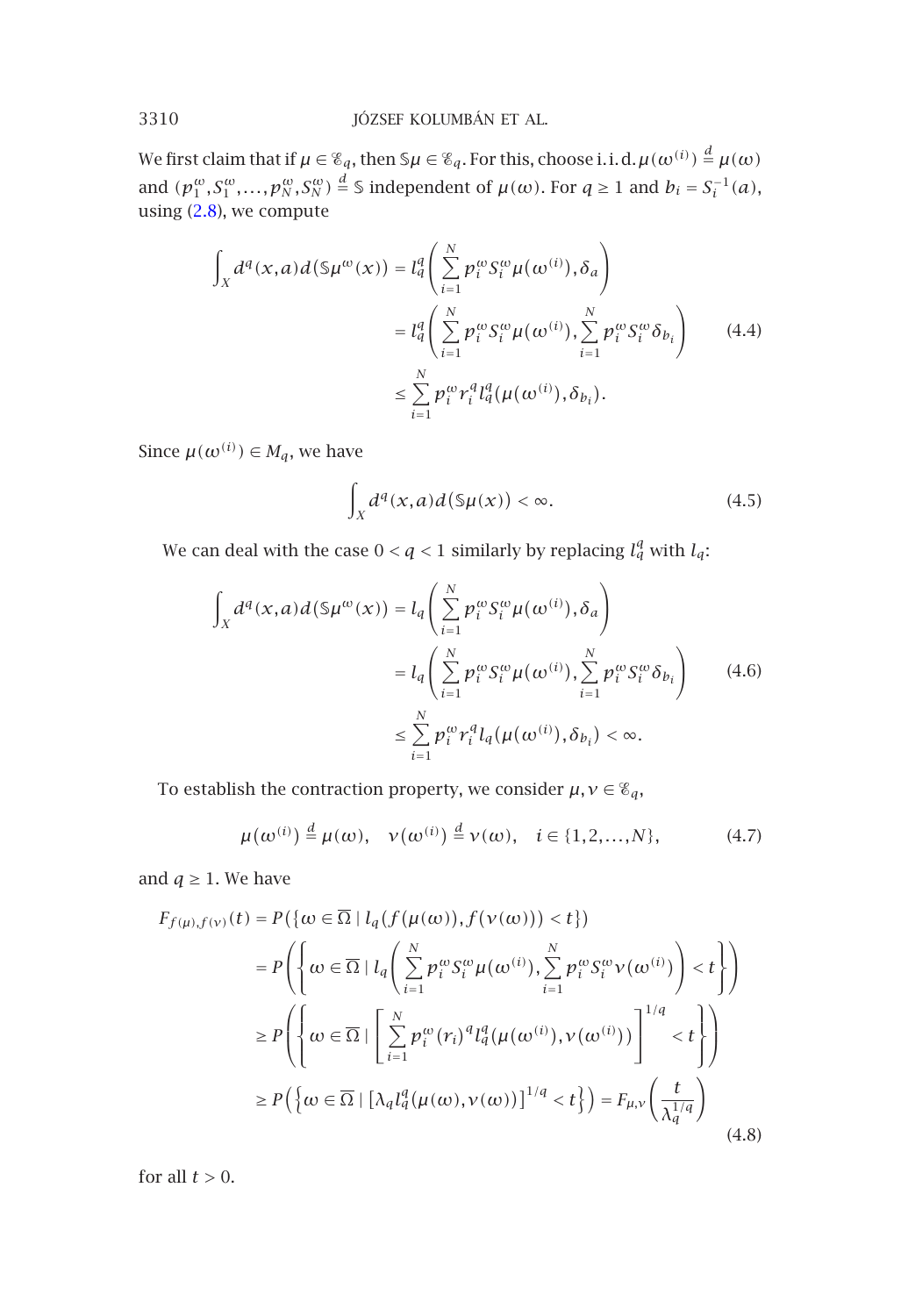We first claim that if $\mu \in \mathscr{E}_q$, then $\mathbb{S}\mu \in \mathscr{E}_q$. For this, choose i.i.d. $\mu(\omega^{(i)}) \overset{d}{=} \mu(\omega)$ and $(p_1^\omega, S_1^\omega, \dots, p_N^\omega, S_N^\omega) \overset{d}{=} \mathbb{S}$ independent of $\mu(\omega)$. For $q \geq 1$ and $b_i = S_i^{-1}(a)$, using (2.8), we compute

$$
\begin{aligned}
\int_X d^q(x,a)\, d(\mathbb{S}\mu^\omega(x)) &= l_q^q\left(\sum_{i=1}^N p_i^\omega S_i^\omega \mu(\omega^{(i)}), \delta_a\right) \\
&= l_q^q\left(\sum_{i=1}^N p_i^\omega S_i^\omega \mu(\omega^{(i)}), \sum_{i=1}^N p_i^\omega S_i^\omega \delta_{b_i}\right) \\
&\leq \sum_{i=1}^N p_i^\omega r_i^q l_q^q(\mu(\omega^{(i)}), \delta_{b_i}).
\end{aligned}
\tag{4.4}
$$

Since $\mu(\omega^{(i)}) \in M_q$, we have

$$
\int_X d^q(x,a)\, d(\mathbb{S}\mu(x)) < \infty. \tag{4.5}
$$

We can deal with the case $0 < q < 1$ similarly by replacing $l_q^q$ with $l_q$:

$$
\begin{aligned}
\int_X d^q(x,a)\, d(\mathbb{S}\mu^\omega(x)) &= l_q\left(\sum_{i=1}^N p_i^\omega S_i^\omega \mu(\omega^{(i)}), \delta_a\right) \\
&= l_q\left(\sum_{i=1}^N p_i^\omega S_i^\omega \mu(\omega^{(i)}), \sum_{i=1}^N p_i^\omega S_i^\omega \delta_{b_i}\right) \\
&\leq \sum_{i=1}^N p_i^\omega r_i^q l_q(\mu(\omega^{(i)}), \delta_{b_i}) < \infty.
\end{aligned}
\tag{4.6}
$$

To establish the contraction property, we consider $\mu, \nu \in \mathscr{E}_q$,

$$
\mu(\omega^{(i)}) \overset{d}{=} \mu(\omega), \quad \nu(\omega^{(i)}) \overset{d}{=} \nu(\omega), \quad i \in \{1, 2, \dots, N\}, \tag{4.7}
$$

and $q \geq 1$. We have

$$
\begin{aligned}
F_{f(\mu),f(\nu)}(t) &= P(\{\omega \in \overline{\Omega} \mid l_q(f(\mu(\omega)), f(\nu(\omega))) < t\}) \\
&= P\left(\left\{\omega \in \overline{\Omega} \mid l_q\left(\sum_{i=1}^N p_i^\omega S_i^\omega \mu(\omega^{(i)}), \sum_{i=1}^N p_i^\omega S_i^\omega \nu(\omega^{(i)})\right) < t\right\}\right) \\
&\geq P\left(\left\{\omega \in \overline{\Omega} \mid \left[\sum_{i=1}^N p_i^\omega (r_i)^q l_q^q(\mu(\omega^{(i)}), \nu(\omega^{(i)}))\right]^{1/q} < t\right\}\right) \\
&\geq P\left(\left\{\omega \in \overline{\Omega} \mid [\lambda_q l_q^q(\mu(\omega), \nu(\omega))]^{1/q} < t\right\}\right) = F_{\mu,\nu}\left(\frac{t}{\lambda_q^{1/q}}\right)
\end{aligned}
\tag{4.8}
$$

for all $t > 0$.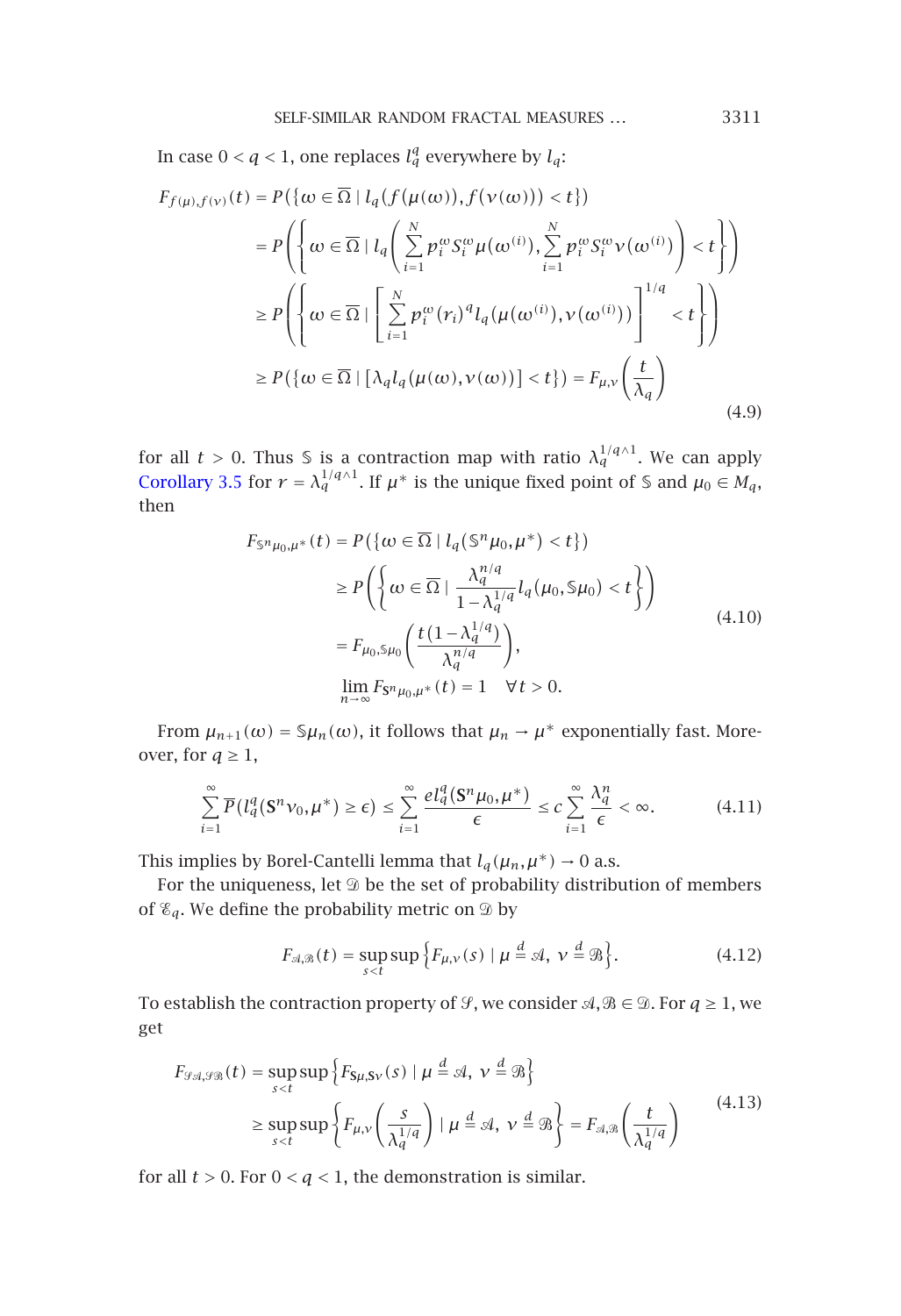In case $0 < q < 1$, one replaces $l_q^q$ everywhere by $l_q$:

$$
\begin{aligned}
F_{f(\mu),f(\nu)}(t) &= P(\{\omega \in \overline{\Omega} \mid l_q(f(\mu(\omega)), f(\nu(\omega))) < t\}) \\
&= P\left(\left\{\omega \in \overline{\Omega} \mid l_q\left(\sum_{i=1}^{N} p_i^{\omega} S_i^{\omega} \mu(\omega^{(i)}), \sum_{i=1}^{N} p_i^{\omega} S_i^{\omega} \nu(\omega^{(i)})\right) < t\right\}\right) \\
&\geq P\left(\left\{\omega \in \overline{\Omega} \mid \left[\sum_{i=1}^{N} p_i^{\omega} (r_i)^q l_q(\mu(\omega^{(i)}), \nu(\omega^{(i)}))\right]^{1/q} < t\right\}\right) \\
&\geq P(\{\omega \in \overline{\Omega} \mid [\lambda_q l_q(\mu(\omega), \nu(\omega))] < t\}) = F_{\mu,\nu}\left(\frac{t}{\lambda_q}\right)
\end{aligned}
\tag{4.9}
$$

for all $t > 0$. Thus $\mathbb{S}$ is a contraction map with ratio $\lambda_q^{1/q \wedge 1}$. We can apply Corollary 3.5 for $r = \lambda_q^{1/q \wedge 1}$. If $\mu^*$ is the unique fixed point of $\mathbb{S}$ and $\mu_0 \in M_q$, then

$$
\begin{aligned}
F_{\mathbb{S}^n \mu_0, \mu^*}(t) &= P(\{\omega \in \overline{\Omega} \mid l_q(\mathbb{S}^n \mu_0, \mu^*) < t\}) \\
&\geq P\left(\left\{\omega \in \overline{\Omega} \mid \frac{\lambda_q^{n/q}}{1 - \lambda_q^{1/q}} l_q(\mu_0, \mathbb{S}\mu_0) < t\right\}\right) \\
&= F_{\mu_0, \mathbb{S}\mu_0}\left(\frac{t(1 - \lambda_q^{1/q})}{\lambda_q^{n/q}}\right), \\
&\lim_{n \to \infty} F_{\mathbf{S}^n \mu_0, \mu^*}(t) = 1 \quad \forall t > 0.
\end{aligned}
\tag{4.10}
$$

From $\mu_{n+1}(\omega) = \mathbb{S}\mu_n(\omega)$, it follows that $\mu_n \to \mu^*$ exponentially fast. Moreover, for $q \geq 1$,

$$
\sum_{i=1}^{\infty} \overline{P}(l_q^q(\mathbf{S}^n \nu_0, \mu^*) \geq \epsilon) \leq \sum_{i=1}^{\infty} \frac{e l_q^q(\mathbf{S}^n \mu_0, \mu^*)}{\epsilon} \leq c \sum_{i=1}^{\infty} \frac{\lambda_q^n}{\epsilon} < \infty.
\tag{4.11}
$$

This implies by Borel-Cantelli lemma that $l_q(\mu_n, \mu^*) \to 0$ a.s.

For the uniqueness, let $\mathcal{D}$ be the set of probability distribution of members of $\mathcal{E}_q$. We define the probability metric on $\mathcal{D}$ by

$$
F_{\mathcal{A},\mathcal{B}}(t) = \sup_{s<t} \sup\left\{F_{\mu,\nu}(s) \mid \mu \stackrel{d}{=} \mathcal{A},\ \nu \stackrel{d}{=} \mathcal{B}\right\}.
\tag{4.12}
$$

To establish the contraction property of $\mathcal{S}$, we consider $\mathcal{A}, \mathcal{B} \in \mathcal{D}$. For $q \geq 1$, we get

$$
\begin{aligned}
F_{\mathcal{S}\mathcal{A},\mathcal{S}\mathcal{B}}(t) &= \sup_{s<t} \sup\left\{F_{\mathbf{S}\mu,\mathbf{S}\nu}(s) \mid \mu \stackrel{d}{=} \mathcal{A},\ \nu \stackrel{d}{=} \mathcal{B}\right\} \\
&\geq \sup_{s<t} \sup\left\{F_{\mu,\nu}\left(\frac{s}{\lambda_q^{1/q}}\right) \mid \mu \stackrel{d}{=} \mathcal{A},\ \nu \stackrel{d}{=} \mathcal{B}\right\} = F_{\mathcal{A},\mathcal{B}}\left(\frac{t}{\lambda_q^{1/q}}\right)
\end{aligned}
\tag{4.13}
$$

for all $t > 0$. For $0 < q < 1$, the demonstration is similar.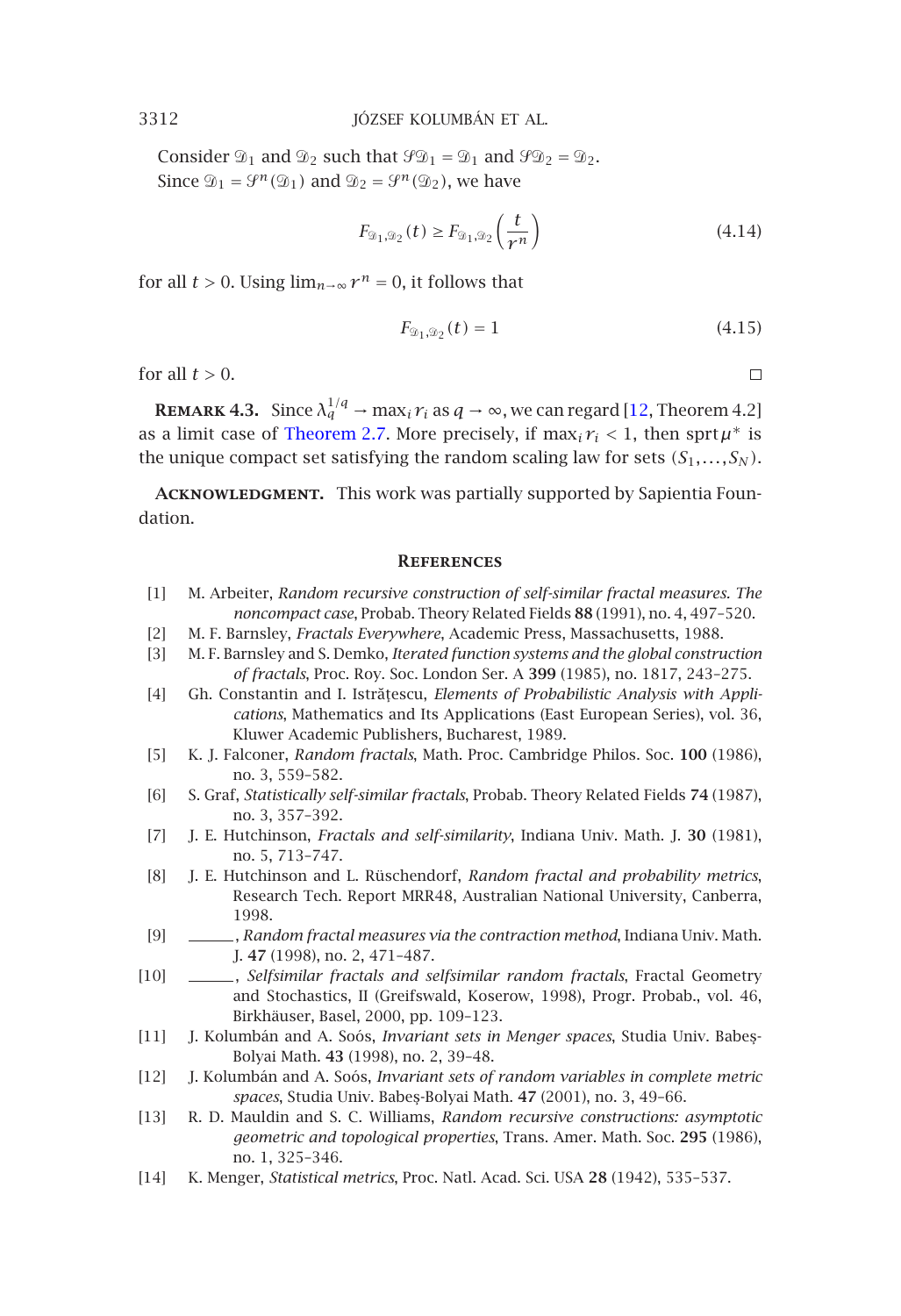Consider $\mathcal{D}_1$ and $\mathcal{D}_2$ such that $\mathcal{S}\mathcal{D}_1 = \mathcal{D}_1$ and $\mathcal{S}\mathcal{D}_2 = \mathcal{D}_2$.

Since $\mathcal{D}_1 = \mathcal{S}^n(\mathcal{D}_1)$ and $\mathcal{D}_2 = \mathcal{S}^n(\mathcal{D}_2)$, we have

$$F_{\mathcal{D}_1,\mathcal{D}_2}(t) \geq F_{\mathcal{D}_1,\mathcal{D}_2}\left(\frac{t}{r^n}\right) \tag{4.14}$$

for all $t > 0$. Using $\lim_{n\to\infty} r^n = 0$, it follows that

$$F_{\mathcal{D}_1,\mathcal{D}_2}(t) = 1 \tag{4.15}$$

for all $t > 0$. □

**Remark 4.3.** Since $\lambda_q^{1/q} \to \max_i r_i$ as $q \to \infty$, we can regard [12, Theorem 4.2] as a limit case of Theorem 2.7. More precisely, if $\max_i r_i < 1$, then $\operatorname{sprt}\mu^*$ is the unique compact set satisfying the random scaling law for sets $(S_1,\ldots,S_N)$.

**Acknowledgment.** This work was partially supported by Sapientia Foundation.

## References

[1] M. Arbeiter, *Random recursive construction of self-similar fractal measures. The noncompact case*, Probab. Theory Related Fields **88** (1991), no. 4, 497–520.

[2] M. F. Barnsley, *Fractals Everywhere*, Academic Press, Massachusetts, 1988.

[3] M. F. Barnsley and S. Demko, *Iterated function systems and the global construction of fractals*, Proc. Roy. Soc. London Ser. A **399** (1985), no. 1817, 243–275.

[4] Gh. Constantin and I. Istrăţescu, *Elements of Probabilistic Analysis with Applications*, Mathematics and Its Applications (East European Series), vol. 36, Kluwer Academic Publishers, Bucharest, 1989.

[5] K. J. Falconer, *Random fractals*, Math. Proc. Cambridge Philos. Soc. **100** (1986), no. 3, 559–582.

[6] S. Graf, *Statistically self-similar fractals*, Probab. Theory Related Fields **74** (1987), no. 3, 357–392.

[7] J. E. Hutchinson, *Fractals and self-similarity*, Indiana Univ. Math. J. **30** (1981), no. 5, 713–747.

[8] J. E. Hutchinson and L. Rüschendorf, *Random fractal and probability metrics*, Research Tech. Report MRR48, Australian National University, Canberra, 1998.

[9] ______, *Random fractal measures via the contraction method*, Indiana Univ. Math. J. **47** (1998), no. 2, 471–487.

[10] ______, *Selfsimilar fractals and selfsimilar random fractals*, Fractal Geometry and Stochastics, II (Greifswald, Koserow, 1998), Progr. Probab., vol. 46, Birkhäuser, Basel, 2000, pp. 109–123.

[11] J. Kolumbán and A. Soós, *Invariant sets in Menger spaces*, Studia Univ. Babeş-Bolyai Math. **43** (1998), no. 2, 39–48.

[12] J. Kolumbán and A. Soós, *Invariant sets of random variables in complete metric spaces*, Studia Univ. Babeş-Bolyai Math. **47** (2001), no. 3, 49–66.

[13] R. D. Mauldin and S. C. Williams, *Random recursive constructions: asymptotic geometric and topological properties*, Trans. Amer. Math. Soc. **295** (1986), no. 1, 325–346.

[14] K. Menger, *Statistical metrics*, Proc. Natl. Acad. Sci. USA **28** (1942), 535–537.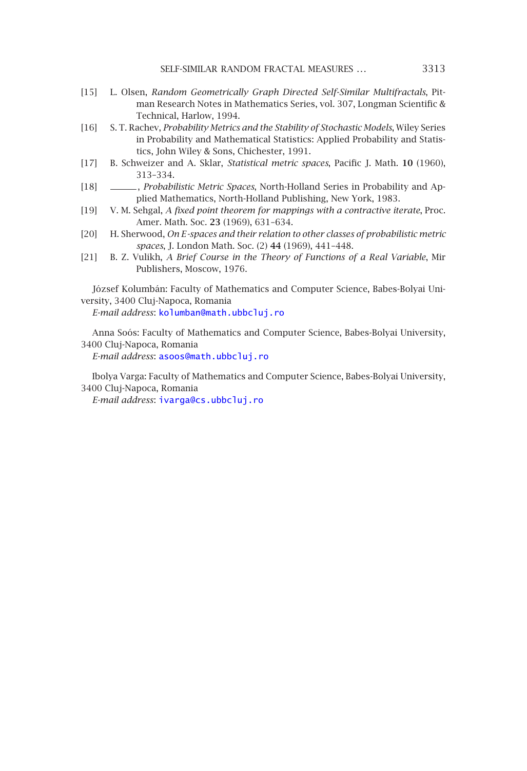[15] L. Olsen, *Random Geometrically Graph Directed Self-Similar Multifractals*, Pitman Research Notes in Mathematics Series, vol. 307, Longman Scientific & Technical, Harlow, 1994.

[16] S. T. Rachev, *Probability Metrics and the Stability of Stochastic Models*, Wiley Series in Probability and Mathematical Statistics: Applied Probability and Statistics, John Wiley & Sons, Chichester, 1991.

[17] B. Schweizer and A. Sklar, *Statistical metric spaces*, Pacific J. Math. **10** (1960), 313–334.

[18] ______, *Probabilistic Metric Spaces*, North-Holland Series in Probability and Applied Mathematics, North-Holland Publishing, New York, 1983.

[19] V. M. Sehgal, *A fixed point theorem for mappings with a contractive iterate*, Proc. Amer. Math. Soc. **23** (1969), 631–634.

[20] H. Sherwood, *On E-spaces and their relation to other classes of probabilistic metric spaces*, J. London Math. Soc. (2) **44** (1969), 441–448.

[21] B. Z. Vulikh, *A Brief Course in the Theory of Functions of a Real Variable*, Mir Publishers, Moscow, 1976.

József Kolumbán: Faculty of Mathematics and Computer Science, Babes-Bolyai University, 3400 Cluj-Napoca, Romania
*E-mail address*: kolumban@math.ubbcluj.ro

Anna Soós: Faculty of Mathematics and Computer Science, Babes-Bolyai University, 3400 Cluj-Napoca, Romania
*E-mail address*: asoos@math.ubbcluj.ro

Ibolya Varga: Faculty of Mathematics and Computer Science, Babes-Bolyai University, 3400 Cluj-Napoca, Romania
*E-mail address*: ivarga@cs.ubbcluj.ro